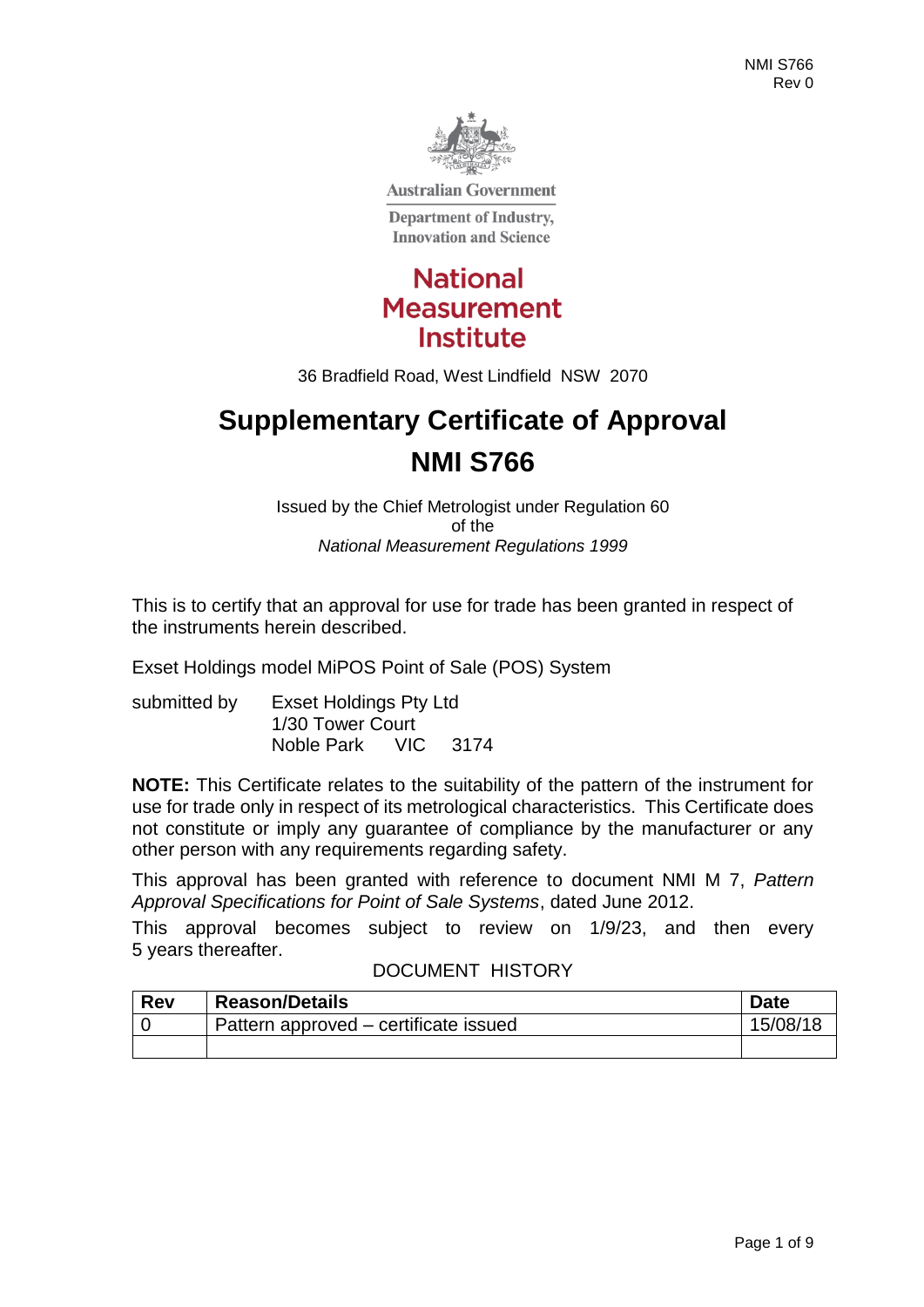NMI S766
Rev 0

Australian Government

Department of Industry, Innovation and Science

National Measurement Institute

36 Bradfield Road, West Lindfield NSW 2070

# Supplementary Certificate of Approval

# NMI S766

Issued by the Chief Metrologist under Regulation 60
of the
*National Measurement Regulations 1999*

This is to certify that an approval for use for trade has been granted in respect of the instruments herein described.

Exset Holdings model MiPOS Point of Sale (POS) System

submitted by Exset Holdings Pty Ltd
1/30 Tower Court
Noble Park VIC 3174

**NOTE:** This Certificate relates to the suitability of the pattern of the instrument for use for trade only in respect of its metrological characteristics. This Certificate does not constitute or imply any guarantee of compliance by the manufacturer or any other person with any requirements regarding safety.

This approval has been granted with reference to document NMI M 7, *Pattern Approval Specifications for Point of Sale Systems*, dated June 2012.

This approval becomes subject to review on 1/9/23, and then every 5 years thereafter.

DOCUMENT HISTORY

| Rev | Reason/Details | Date |
|---|---|---|
| 0 | Pattern approved – certificate issued | 15/08/18 |
| | | |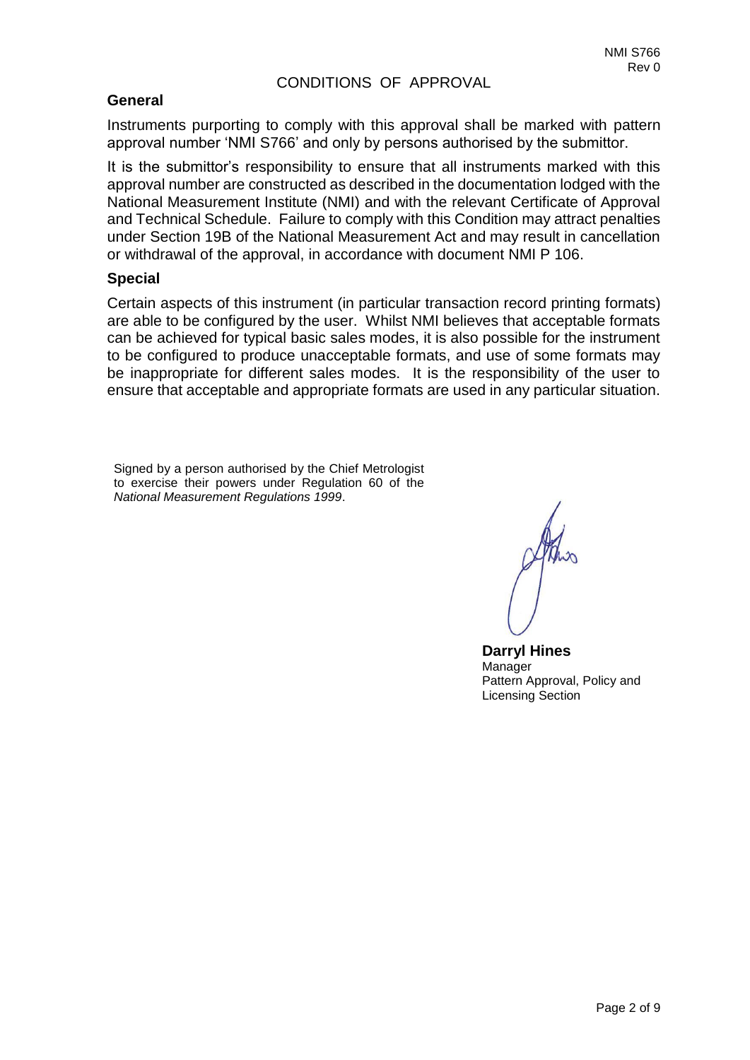CONDITIONS OF APPROVAL

## General

Instruments purporting to comply with this approval shall be marked with pattern approval number 'NMI S766' and only by persons authorised by the submittor.

It is the submittor's responsibility to ensure that all instruments marked with this approval number are constructed as described in the documentation lodged with the National Measurement Institute (NMI) and with the relevant Certificate of Approval and Technical Schedule. Failure to comply with this Condition may attract penalties under Section 19B of the National Measurement Act and may result in cancellation or withdrawal of the approval, in accordance with document NMI P 106.

## Special

Certain aspects of this instrument (in particular transaction record printing formats) are able to be configured by the user. Whilst NMI believes that acceptable formats can be achieved for typical basic sales modes, it is also possible for the instrument to be configured to produce unacceptable formats, and use of some formats may be inappropriate for different sales modes. It is the responsibility of the user to ensure that acceptable and appropriate formats are used in any particular situation.

Signed by a person authorised by the Chief Metrologist to exercise their powers under Regulation 60 of the *National Measurement Regulations 1999*.

**Darryl Hines**
Manager
Pattern Approval, Policy and Licensing Section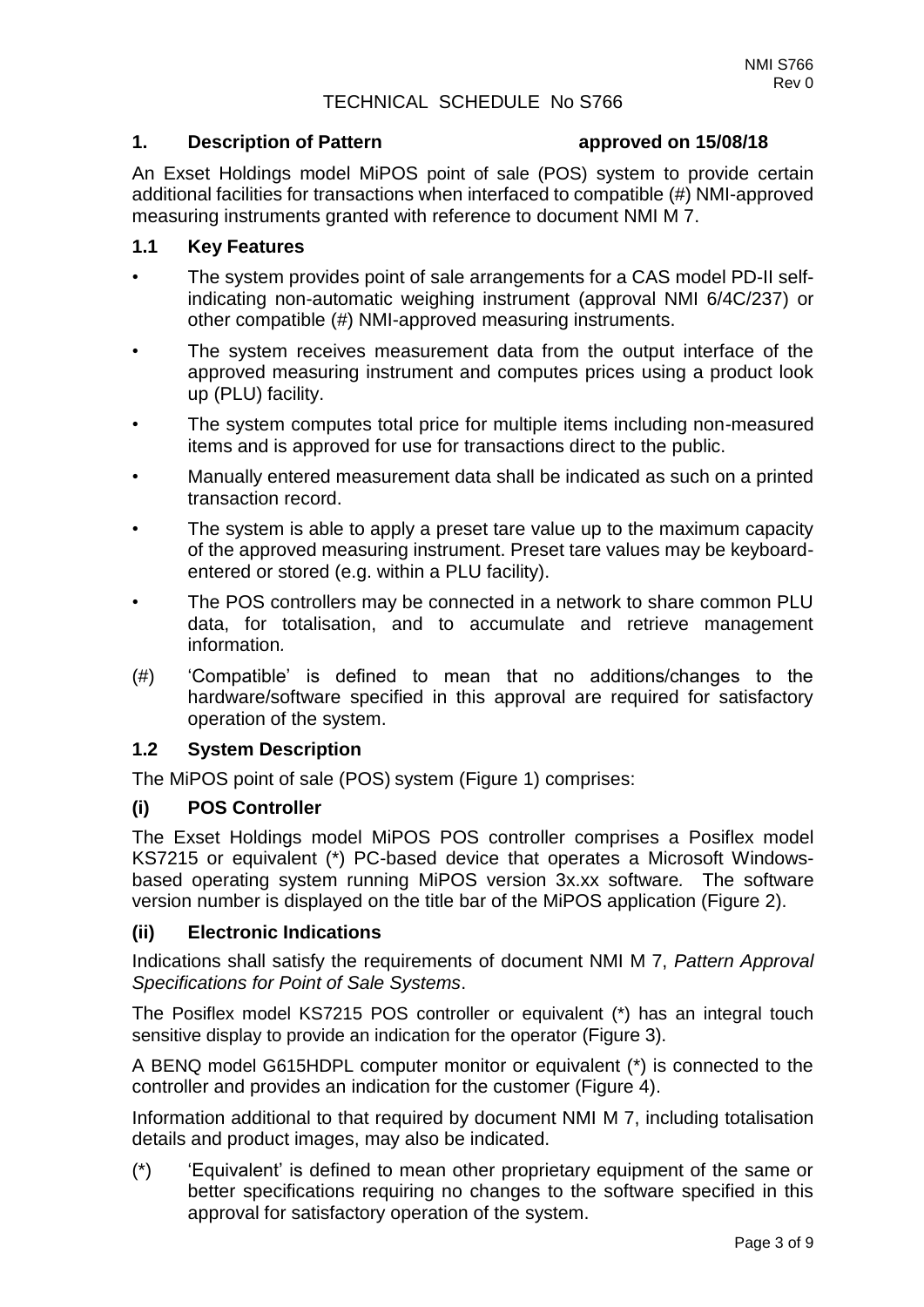# TECHNICAL SCHEDULE No S766

## 1. Description of Pattern approved on 15/08/18

An Exset Holdings model MiPOS point of sale (POS) system to provide certain additional facilities for transactions when interfaced to compatible (#) NMI-approved measuring instruments granted with reference to document NMI M 7.

### 1.1 Key Features

- The system provides point of sale arrangements for a CAS model PD-II self-indicating non-automatic weighing instrument (approval NMI 6/4C/237) or other compatible (#) NMI-approved measuring instruments.
- The system receives measurement data from the output interface of the approved measuring instrument and computes prices using a product look up (PLU) facility.
- The system computes total price for multiple items including non-measured items and is approved for use for transactions direct to the public.
- Manually entered measurement data shall be indicated as such on a printed transaction record.
- The system is able to apply a preset tare value up to the maximum capacity of the approved measuring instrument. Preset tare values may be keyboard-entered or stored (e.g. within a PLU facility).
- The POS controllers may be connected in a network to share common PLU data, for totalisation, and to accumulate and retrieve management information.

(#) 'Compatible' is defined to mean that no additions/changes to the hardware/software specified in this approval are required for satisfactory operation of the system.

### 1.2 System Description

The MiPOS point of sale (POS) system (Figure 1) comprises:

#### (i) POS Controller

The Exset Holdings model MiPOS POS controller comprises a Posiflex model KS7215 or equivalent (*) PC-based device that operates a Microsoft Windows-based operating system running MiPOS version 3x.xx software. The software version number is displayed on the title bar of the MiPOS application (Figure 2).

#### (ii) Electronic Indications

Indications shall satisfy the requirements of document NMI M 7, *Pattern Approval Specifications for Point of Sale Systems*.

The Posiflex model KS7215 POS controller or equivalent (*) has an integral touch sensitive display to provide an indication for the operator (Figure 3).

A BENQ model G615HDPL computer monitor or equivalent (*) is connected to the controller and provides an indication for the customer (Figure 4).

Information additional to that required by document NMI M 7, including totalisation details and product images, may also be indicated.

(*) 'Equivalent' is defined to mean other proprietary equipment of the same or better specifications requiring no changes to the software specified in this approval for satisfactory operation of the system.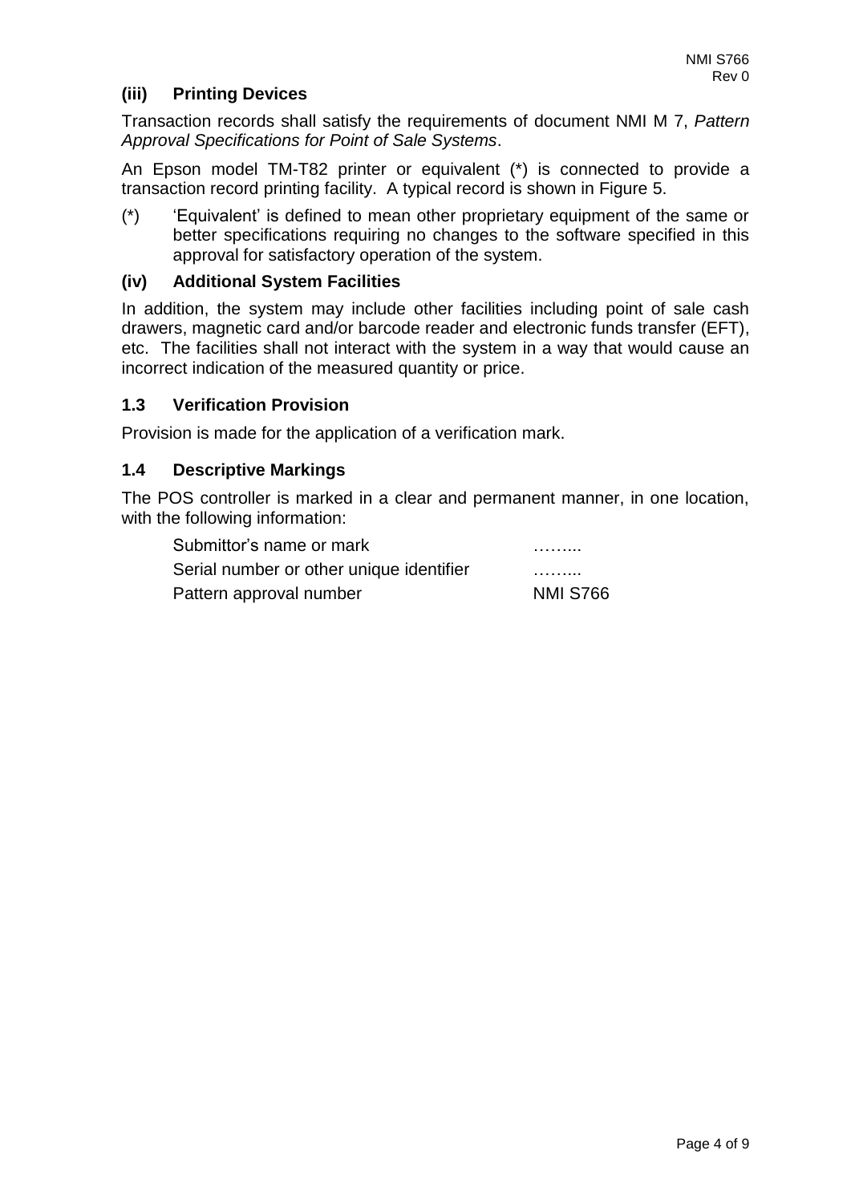### (iii) Printing Devices

Transaction records shall satisfy the requirements of document NMI M 7, *Pattern Approval Specifications for Point of Sale Systems*.

An Epson model TM-T82 printer or equivalent (*) is connected to provide a transaction record printing facility. A typical record is shown in Figure 5.

(*) 'Equivalent' is defined to mean other proprietary equipment of the same or better specifications requiring no changes to the software specified in this approval for satisfactory operation of the system.

### (iv) Additional System Facilities

In addition, the system may include other facilities including point of sale cash drawers, magnetic card and/or barcode reader and electronic funds transfer (EFT), etc. The facilities shall not interact with the system in a way that would cause an incorrect indication of the measured quantity or price.

## 1.3 Verification Provision

Provision is made for the application of a verification mark.

## 1.4 Descriptive Markings

The POS controller is marked in a clear and permanent manner, in one location, with the following information:

| | |
|---|---|
| Submittor's name or mark | …….. |
| Serial number or other unique identifier | …….. |
| Pattern approval number | NMI S766 |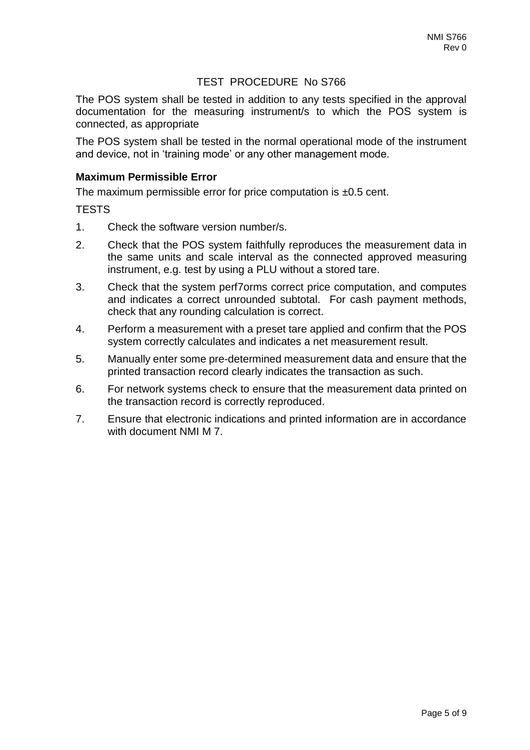## TEST PROCEDURE No S766

The POS system shall be tested in addition to any tests specified in the approval documentation for the measuring instrument/s to which the POS system is connected, as appropriate

The POS system shall be tested in the normal operational mode of the instrument and device, not in 'training mode' or any other management mode.

### Maximum Permissible Error

The maximum permissible error for price computation is ±0.5 cent.

TESTS

1. Check the software version number/s.
2. Check that the POS system faithfully reproduces the measurement data in the same units and scale interval as the connected approved measuring instrument, e.g. test by using a PLU without a stored tare.
3. Check that the system perf7orms correct price computation, and computes and indicates a correct unrounded subtotal. For cash payment methods, check that any rounding calculation is correct.
4. Perform a measurement with a preset tare applied and confirm that the POS system correctly calculates and indicates a net measurement result.
5. Manually enter some pre-determined measurement data and ensure that the printed transaction record clearly indicates the transaction as such.
6. For network systems check to ensure that the measurement data printed on the transaction record is correctly reproduced.
7. Ensure that electronic indications and printed information are in accordance with document NMI M 7.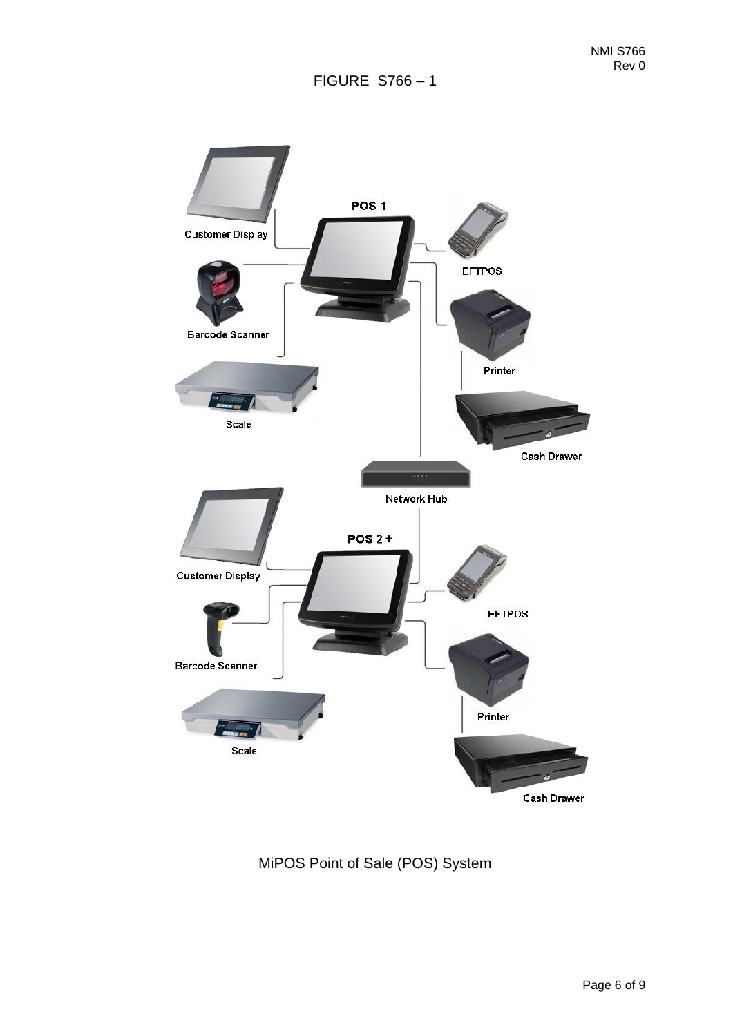FIGURE S766 – 1

Customer Display

POS 1

EFTPOS

Barcode Scanner

Printer

Scale

Cash Drawer

Network Hub

Customer Display

POS 2 +

EFTPOS

Barcode Scanner

Printer

Scale

Cash Drawer

MiPOS Point of Sale (POS) System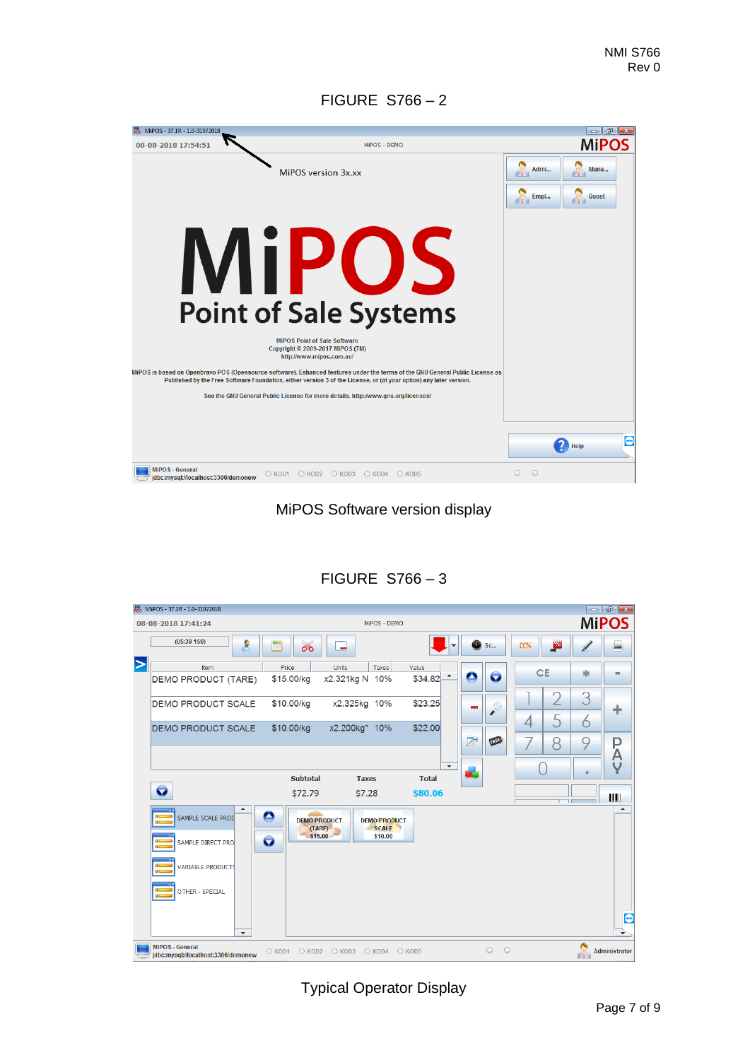FIGURE S766 – 2

MiPOS Software version display

FIGURE S766 – 3

Typical Operator Display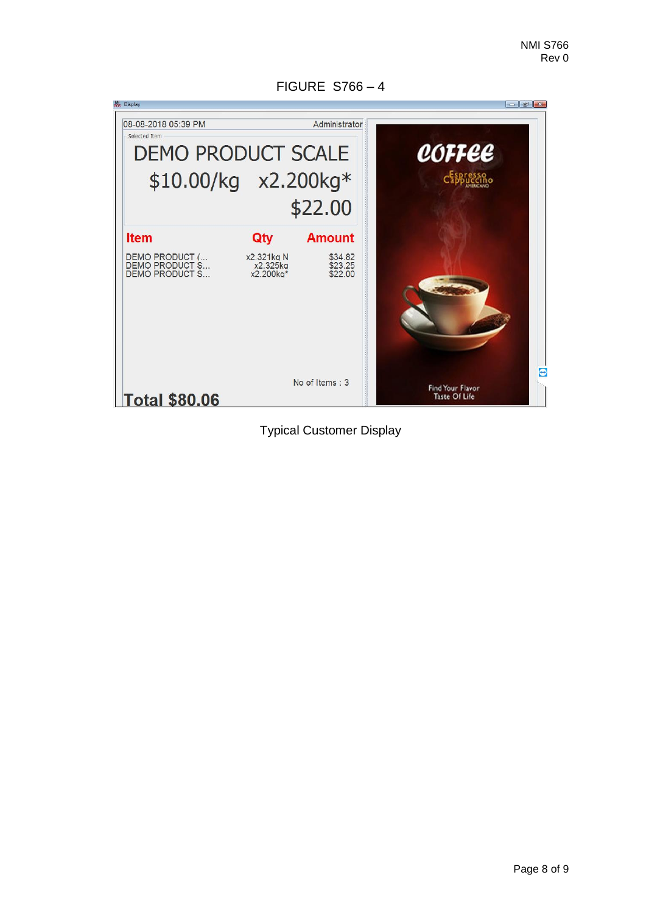FIGURE S766 – 4

Typical Customer Display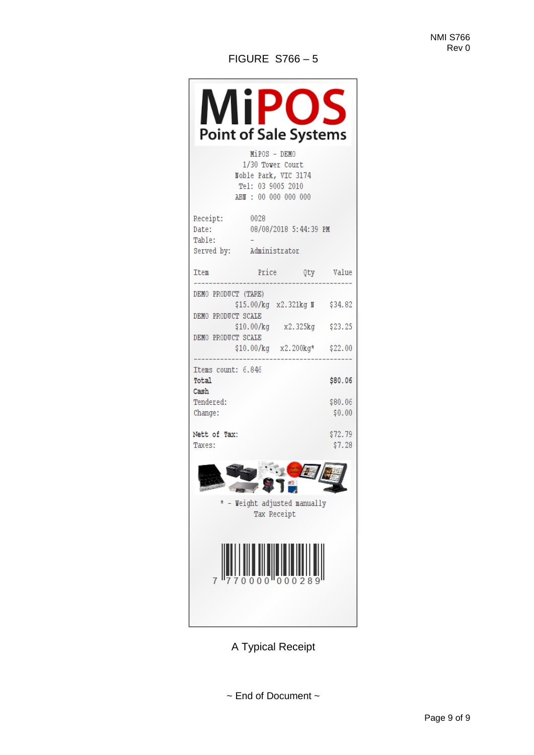FIGURE S766 – 5

MiPOS
Point of Sale Systems

MiPOS - DEMO
1/30 Tower Court
Noble Park, VIC 3174
Tel: 03 9005 2010
ABN : 00 000 000 000

Receipt: 0028
Date: 08/08/2018 5:44:39 PM
Table: -
Served by: Administrator

| Item | Price | Qty | Value |
|---|---|---|---|
| DEMO PRODUCT (TARE) | | | |
| | $15.00/kg | x2.321kg N | $34.82 |
| DEMO PRODUCT SCALE | | | |
| | $10.00/kg | x2.325kg | $23.25 |
| DEMO PRODUCT SCALE | | | |
| | $10.00/kg | x2.200kg* | $22.00 |

Items count: 6.846

| | |
|---|---|
| **Total** | **$80.06** |
| **Cash** | |
| Tendered: | $80.06 |
| Change: | $0.00 |
| | |
| Nett of Tax: | $72.79 |
| Taxes: | $7.28 |

* - Weight adjusted manually
Tax Receipt

7 770000 000289

A Typical Receipt

~ End of Document ~